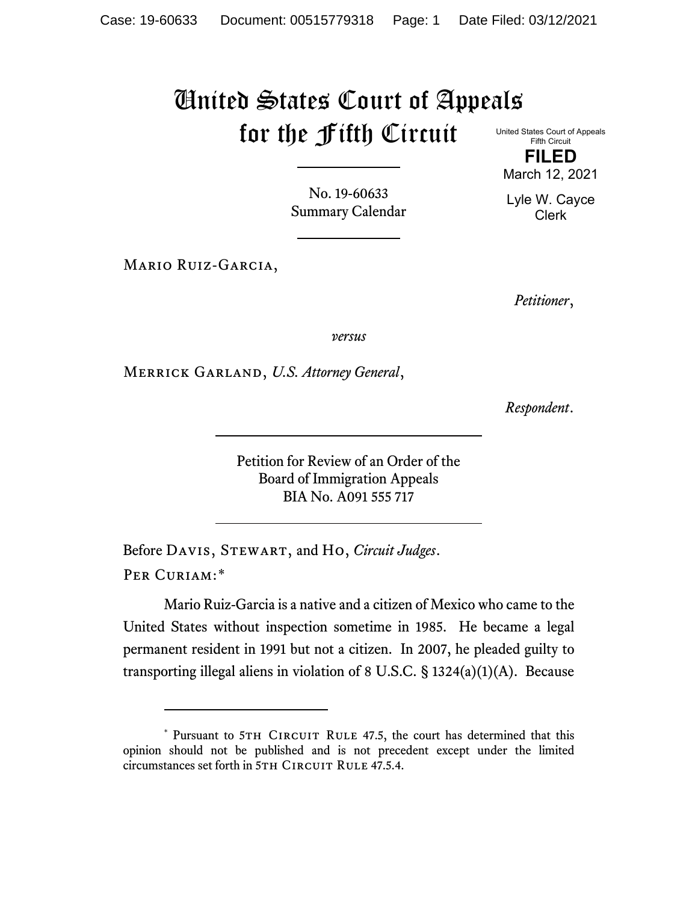# United States Court of Appeals for the Fifth Circuit

United States Court of Appeals
Fifth Circuit

**FILED**

March 12, 2021

Lyle W. Cayce
Clerk

No. 19-60633
Summary Calendar

Mario Ruiz-Garcia,

*Petitioner*,

*versus*

Merrick Garland, *U.S. Attorney General*,

*Respondent*.

Petition for Review of an Order of the
Board of Immigration Appeals
BIA No. A091 555 717

Before Davis, Stewart, and Ho, *Circuit Judges*.

Per Curiam:*

Mario Ruiz-Garcia is a native and a citizen of Mexico who came to the United States without inspection sometime in 1985. He became a legal permanent resident in 1991 but not a citizen. In 2007, he pleaded guilty to transporting illegal aliens in violation of 8 U.S.C. § 1324(a)(1)(A). Because

---

* Pursuant to 5th Circuit Rule 47.5, the court has determined that this opinion should not be published and is not precedent except under the limited circumstances set forth in 5th Circuit Rule 47.5.4.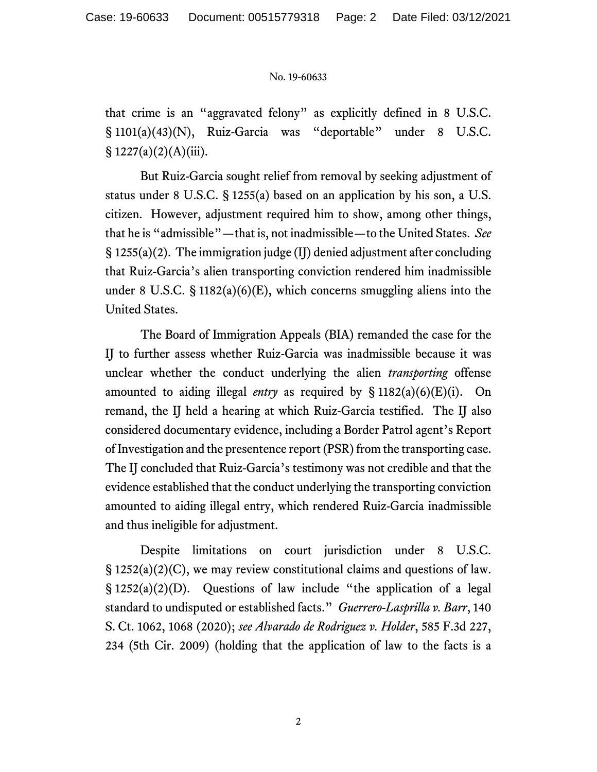that crime is an "aggravated felony" as explicitly defined in 8 U.S.C. § 1101(a)(43)(N), Ruiz-Garcia was "deportable" under 8 U.S.C. § 1227(a)(2)(A)(iii).

But Ruiz-Garcia sought relief from removal by seeking adjustment of status under 8 U.S.C. § 1255(a) based on an application by his son, a U.S. citizen. However, adjustment required him to show, among other things, that he is "admissible"—that is, not inadmissible—to the United States. *See* § 1255(a)(2). The immigration judge (IJ) denied adjustment after concluding that Ruiz-Garcia's alien transporting conviction rendered him inadmissible under 8 U.S.C. § 1182(a)(6)(E), which concerns smuggling aliens into the United States.

The Board of Immigration Appeals (BIA) remanded the case for the IJ to further assess whether Ruiz-Garcia was inadmissible because it was unclear whether the conduct underlying the alien *transporting* offense amounted to aiding illegal *entry* as required by § 1182(a)(6)(E)(i). On remand, the IJ held a hearing at which Ruiz-Garcia testified. The IJ also considered documentary evidence, including a Border Patrol agent's Report of Investigation and the presentence report (PSR) from the transporting case. The IJ concluded that Ruiz-Garcia's testimony was not credible and that the evidence established that the conduct underlying the transporting conviction amounted to aiding illegal entry, which rendered Ruiz-Garcia inadmissible and thus ineligible for adjustment.

Despite limitations on court jurisdiction under 8 U.S.C. § 1252(a)(2)(C), we may review constitutional claims and questions of law. § 1252(a)(2)(D). Questions of law include "the application of a legal standard to undisputed or established facts." *Guerrero-Lasprilla v. Barr*, 140 S. Ct. 1062, 1068 (2020); *see Alvarado de Rodriguez v. Holder*, 585 F.3d 227, 234 (5th Cir. 2009) (holding that the application of law to the facts is a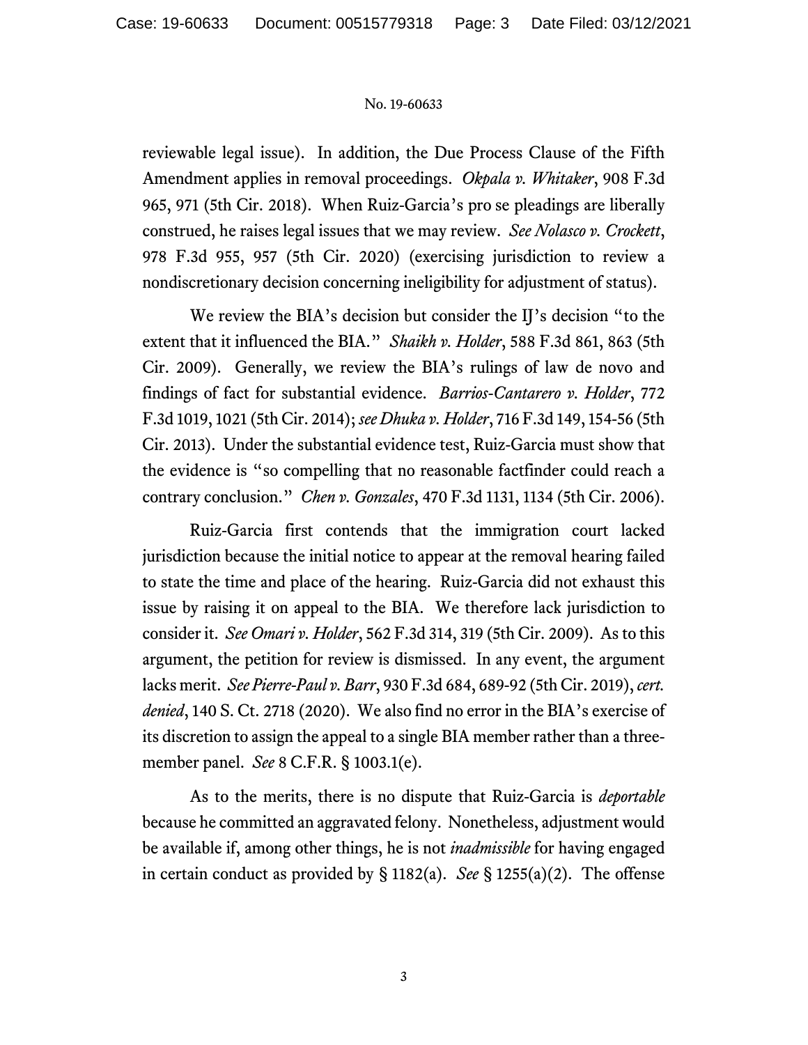reviewable legal issue). In addition, the Due Process Clause of the Fifth Amendment applies in removal proceedings. *Okpala v. Whitaker*, 908 F.3d 965, 971 (5th Cir. 2018). When Ruiz-Garcia's pro se pleadings are liberally construed, he raises legal issues that we may review. *See Nolasco v. Crockett*, 978 F.3d 955, 957 (5th Cir. 2020) (exercising jurisdiction to review a nondiscretionary decision concerning ineligibility for adjustment of status).

We review the BIA's decision but consider the IJ's decision "to the extent that it influenced the BIA." *Shaikh v. Holder*, 588 F.3d 861, 863 (5th Cir. 2009). Generally, we review the BIA's rulings of law de novo and findings of fact for substantial evidence. *Barrios-Cantarero v. Holder*, 772 F.3d 1019, 1021 (5th Cir. 2014); *see Dhuka v. Holder*, 716 F.3d 149, 154-56 (5th Cir. 2013). Under the substantial evidence test, Ruiz-Garcia must show that the evidence is "so compelling that no reasonable factfinder could reach a contrary conclusion." *Chen v. Gonzales*, 470 F.3d 1131, 1134 (5th Cir. 2006).

Ruiz-Garcia first contends that the immigration court lacked jurisdiction because the initial notice to appear at the removal hearing failed to state the time and place of the hearing. Ruiz-Garcia did not exhaust this issue by raising it on appeal to the BIA. We therefore lack jurisdiction to consider it. *See Omari v. Holder*, 562 F.3d 314, 319 (5th Cir. 2009). As to this argument, the petition for review is dismissed. In any event, the argument lacks merit. *See Pierre-Paul v. Barr*, 930 F.3d 684, 689-92 (5th Cir. 2019), *cert. denied*, 140 S. Ct. 2718 (2020). We also find no error in the BIA's exercise of its discretion to assign the appeal to a single BIA member rather than a three-member panel. *See* 8 C.F.R. § 1003.1(e).

As to the merits, there is no dispute that Ruiz-Garcia is *deportable* because he committed an aggravated felony. Nonetheless, adjustment would be available if, among other things, he is not *inadmissible* for having engaged in certain conduct as provided by § 1182(a). *See* § 1255(a)(2). The offense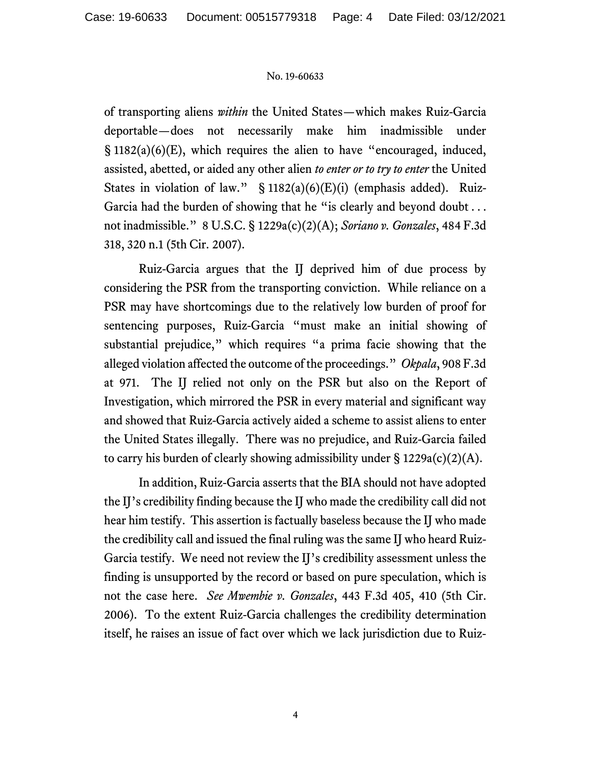of transporting aliens *within* the United States—which makes Ruiz-Garcia deportable—does not necessarily make him inadmissible under § 1182(a)(6)(E), which requires the alien to have "encouraged, induced, assisted, abetted, or aided any other alien *to enter or to try to enter* the United States in violation of law." § 1182(a)(6)(E)(i) (emphasis added). Ruiz-Garcia had the burden of showing that he "is clearly and beyond doubt . . . not inadmissible." 8 U.S.C. § 1229a(c)(2)(A); *Soriano v. Gonzales*, 484 F.3d 318, 320 n.1 (5th Cir. 2007).

Ruiz-Garcia argues that the IJ deprived him of due process by considering the PSR from the transporting conviction. While reliance on a PSR may have shortcomings due to the relatively low burden of proof for sentencing purposes, Ruiz-Garcia "must make an initial showing of substantial prejudice," which requires "a prima facie showing that the alleged violation affected the outcome of the proceedings." *Okpala*, 908 F.3d at 971. The IJ relied not only on the PSR but also on the Report of Investigation, which mirrored the PSR in every material and significant way and showed that Ruiz-Garcia actively aided a scheme to assist aliens to enter the United States illegally. There was no prejudice, and Ruiz-Garcia failed to carry his burden of clearly showing admissibility under § 1229a(c)(2)(A).

In addition, Ruiz-Garcia asserts that the BIA should not have adopted the IJ's credibility finding because the IJ who made the credibility call did not hear him testify. This assertion is factually baseless because the IJ who made the credibility call and issued the final ruling was the same IJ who heard Ruiz-Garcia testify. We need not review the IJ's credibility assessment unless the finding is unsupported by the record or based on pure speculation, which is not the case here. *See Mwembie v. Gonzales*, 443 F.3d 405, 410 (5th Cir. 2006). To the extent Ruiz-Garcia challenges the credibility determination itself, he raises an issue of fact over which we lack jurisdiction due to Ruiz-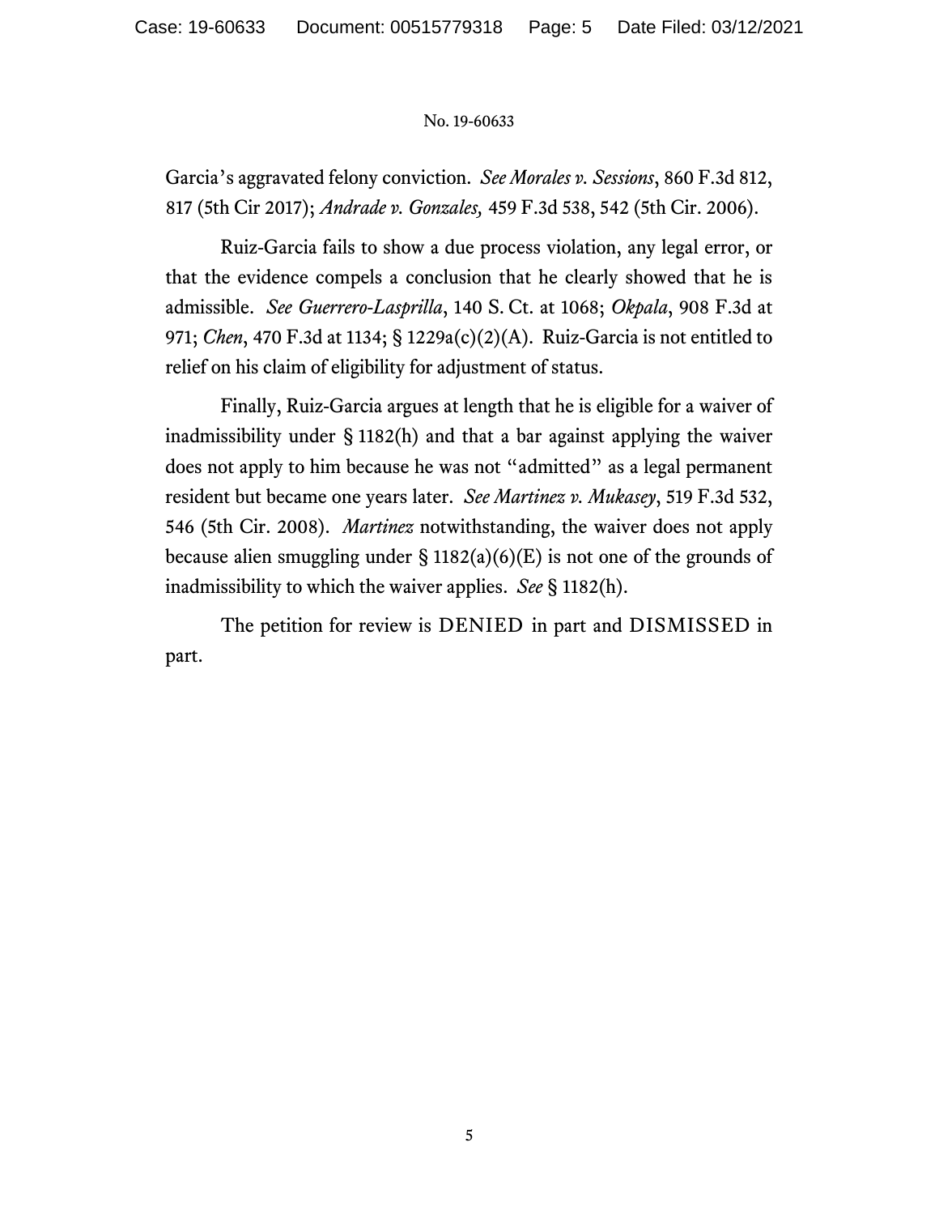Garcia's aggravated felony conviction. *See Morales v. Sessions*, 860 F.3d 812, 817 (5th Cir 2017); *Andrade v. Gonzales,* 459 F.3d 538, 542 (5th Cir. 2006).

Ruiz-Garcia fails to show a due process violation, any legal error, or that the evidence compels a conclusion that he clearly showed that he is admissible. *See Guerrero-Lasprilla*, 140 S. Ct. at 1068; *Okpala*, 908 F.3d at 971; *Chen*, 470 F.3d at 1134; § 1229a(c)(2)(A). Ruiz-Garcia is not entitled to relief on his claim of eligibility for adjustment of status.

Finally, Ruiz-Garcia argues at length that he is eligible for a waiver of inadmissibility under § 1182(h) and that a bar against applying the waiver does not apply to him because he was not "admitted" as a legal permanent resident but became one years later. *See Martinez v. Mukasey*, 519 F.3d 532, 546 (5th Cir. 2008). *Martinez* notwithstanding, the waiver does not apply because alien smuggling under § 1182(a)(6)(E) is not one of the grounds of inadmissibility to which the waiver applies. *See* § 1182(h).

The petition for review is DENIED in part and DISMISSED in part.